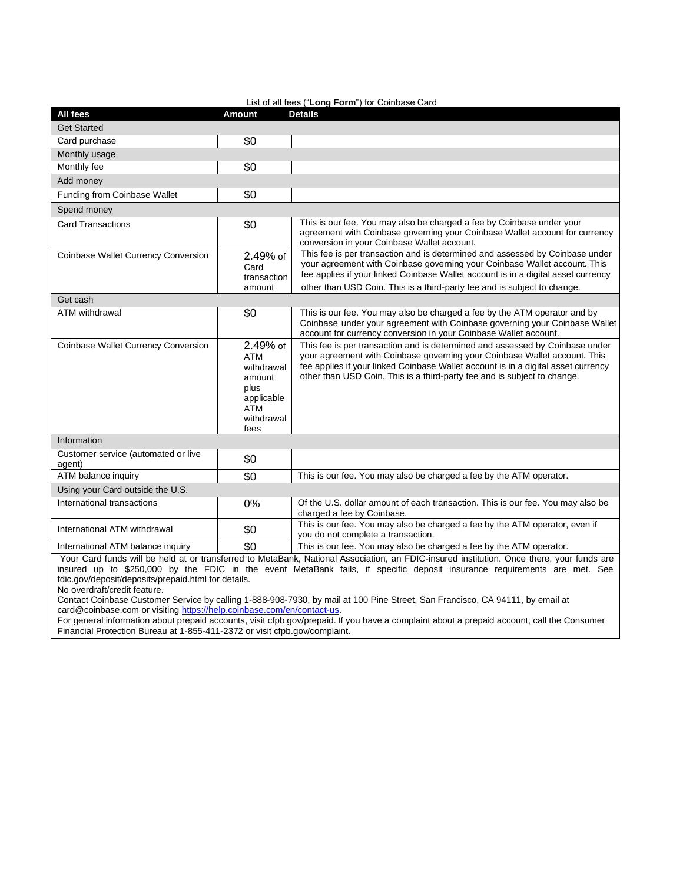List of all fees ("**Long Form**") for Coinbase Card

| All fees | Amount | Details |
|---|---|---|
| Get Started | | |
| Card purchase | $0 | |
| Monthly usage | | |
| Monthly fee | $0 | |
| Add money | | |
| Funding from Coinbase Wallet | $0 | |
| Spend money | | |
| Card Transactions | $0 | This is our fee. You may also be charged a fee by Coinbase under your agreement with Coinbase governing your Coinbase Wallet account for currency conversion in your Coinbase Wallet account. |
| Coinbase Wallet Currency Conversion | 2.49% of Card transaction amount | This fee is per transaction and is determined and assessed by Coinbase under your agreement with Coinbase governing your Coinbase Wallet account. This fee applies if your linked Coinbase Wallet account is in a digital asset currency other than USD Coin. This is a third-party fee and is subject to change. |
| Get cash | | |
| ATM withdrawal | $0 | This is our fee. You may also be charged a fee by the ATM operator and by Coinbase under your agreement with Coinbase governing your Coinbase Wallet account for currency conversion in your Coinbase Wallet account. |
| Coinbase Wallet Currency Conversion | 2.49% of ATM withdrawal amount plus applicable ATM withdrawal fees | This fee is per transaction and is determined and assessed by Coinbase under your agreement with Coinbase governing your Coinbase Wallet account. This fee applies if your linked Coinbase Wallet account is in a digital asset currency other than USD Coin. This is a third-party fee and is subject to change. |
| Information | | |
| Customer service (automated or live agent) | $0 | |
| ATM balance inquiry | $0 | This is our fee. You may also be charged a fee by the ATM operator. |
| Using your Card outside the U.S. | | |
| International transactions | 0% | Of the U.S. dollar amount of each transaction. This is our fee. You may also be charged a fee by Coinbase. |
| International ATM withdrawal | $0 | This is our fee. You may also be charged a fee by the ATM operator, even if you do not complete a transaction. |
| International ATM balance inquiry | $0 | This is our fee. You may also be charged a fee by the ATM operator. |

Your Card funds will be held at or transferred to MetaBank, National Association, an FDIC-insured institution. Once there, your funds are insured up to $250,000 by the FDIC in the event MetaBank fails, if specific deposit insurance requirements are met. See fdic.gov/deposit/deposits/prepaid.html for details.

No overdraft/credit feature.

Contact Coinbase Customer Service by calling 1-888-908-7930, by mail at 100 Pine Street, San Francisco, CA 94111, by email at card@coinbase.com or visiting https://help.coinbase.com/en/contact-us.

For general information about prepaid accounts, visit cfpb.gov/prepaid. If you have a complaint about a prepaid account, call the Consumer Financial Protection Bureau at 1-855-411-2372 or visit cfpb.gov/complaint.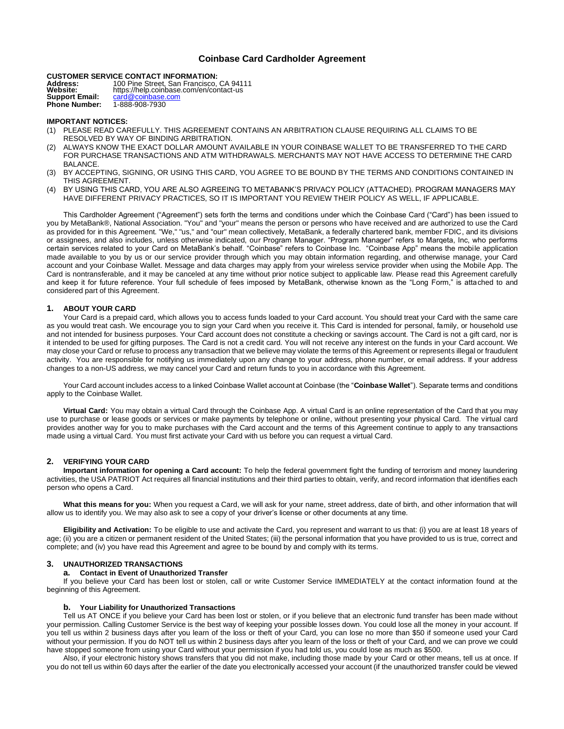# Coinbase Card Cardholder Agreement

**CUSTOMER SERVICE CONTACT INFORMATION:**

**Address:** 100 Pine Street, San Francisco, CA 94111
**Website:** https://help.coinbase.com/en/contact-us
**Support Email:** card@coinbase.com
**Phone Number:** 1-888-908-7930

**IMPORTANT NOTICES:**

(1) PLEASE READ CAREFULLY. THIS AGREEMENT CONTAINS AN ARBITRATION CLAUSE REQUIRING ALL CLAIMS TO BE RESOLVED BY WAY OF BINDING ARBITRATION.
(2) ALWAYS KNOW THE EXACT DOLLAR AMOUNT AVAILABLE IN YOUR COINBASE WALLET TO BE TRANSFERRED TO THE CARD FOR PURCHASE TRANSACTIONS AND ATM WITHDRAWALS. MERCHANTS MAY NOT HAVE ACCESS TO DETERMINE THE CARD BALANCE.
(3) BY ACCEPTING, SIGNING, OR USING THIS CARD, YOU AGREE TO BE BOUND BY THE TERMS AND CONDITIONS CONTAINED IN THIS AGREEMENT.
(4) BY USING THIS CARD, YOU ARE ALSO AGREEING TO METABANK'S PRIVACY POLICY (ATTACHED). PROGRAM MANAGERS MAY HAVE DIFFERENT PRIVACY PRACTICES, SO IT IS IMPORTANT YOU REVIEW THEIR POLICY AS WELL, IF APPLICABLE.

This Cardholder Agreement ("Agreement") sets forth the terms and conditions under which the Coinbase Card ("Card") has been issued to you by MetaBank®, National Association. "You" and "your" means the person or persons who have received and are authorized to use the Card as provided for in this Agreement. "We," "us," and "our" mean collectively, MetaBank, a federally chartered bank, member FDIC, and its divisions or assignees, and also includes, unless otherwise indicated, our Program Manager. "Program Manager" refers to Marqeta, Inc, who performs certain services related to your Card on MetaBank's behalf. "Coinbase" refers to Coinbase Inc. "Coinbase App" means the mobile application made available to you by us or our service provider through which you may obtain information regarding, and otherwise manage, your Card account and your Coinbase Wallet. Message and data charges may apply from your wireless service provider when using the Mobile App. The Card is nontransferable, and it may be canceled at any time without prior notice subject to applicable law. Please read this Agreement carefully and keep it for future reference. Your full schedule of fees imposed by MetaBank, otherwise known as the "Long Form," is attached to and considered part of this Agreement.

## 1. ABOUT YOUR CARD

Your Card is a prepaid card, which allows you to access funds loaded to your Card account. You should treat your Card with the same care as you would treat cash. We encourage you to sign your Card when you receive it. This Card is intended for personal, family, or household use and not intended for business purposes. Your Card account does not constitute a checking or savings account. The Card is not a gift card, nor is it intended to be used for gifting purposes. The Card is not a credit card. You will not receive any interest on the funds in your Card account. We may close your Card or refuse to process any transaction that we believe may violate the terms of this Agreement or represents illegal or fraudulent activity. You are responsible for notifying us immediately upon any change to your address, phone number, or email address. If your address changes to a non-US address, we may cancel your Card and return funds to you in accordance with this Agreement.

Your Card account includes access to a linked Coinbase Wallet account at Coinbase (the "**Coinbase Wallet**"). Separate terms and conditions apply to the Coinbase Wallet.

**Virtual Card:** You may obtain a virtual Card through the Coinbase App. A virtual Card is an online representation of the Card that you may use to purchase or lease goods or services or make payments by telephone or online, without presenting your physical Card. The virtual card provides another way for you to make purchases with the Card account and the terms of this Agreement continue to apply to any transactions made using a virtual Card. You must first activate your Card with us before you can request a virtual Card.

## 2. VERIFYING YOUR CARD

**Important information for opening a Card account:** To help the federal government fight the funding of terrorism and money laundering activities, the USA PATRIOT Act requires all financial institutions and their third parties to obtain, verify, and record information that identifies each person who opens a Card.

**What this means for you:** When you request a Card, we will ask for your name, street address, date of birth, and other information that will allow us to identify you. We may also ask to see a copy of your driver's license or other documents at any time.

**Eligibility and Activation:** To be eligible to use and activate the Card, you represent and warrant to us that: (i) you are at least 18 years of age; (ii) you are a citizen or permanent resident of the United States; (iii) the personal information that you have provided to us is true, correct and complete; and (iv) you have read this Agreement and agree to be bound by and comply with its terms.

## 3. UNAUTHORIZED TRANSACTIONS

### a. Contact in Event of Unauthorized Transfer

If you believe your Card has been lost or stolen, call or write Customer Service IMMEDIATELY at the contact information found at the beginning of this Agreement.

### b. Your Liability for Unauthorized Transactions

Tell us AT ONCE if you believe your Card has been lost or stolen, or if you believe that an electronic fund transfer has been made without your permission. Calling Customer Service is the best way of keeping your possible losses down. You could lose all the money in your account. If you tell us within 2 business days after you learn of the loss or theft of your Card, you can lose no more than $50 if someone used your Card without your permission. If you do NOT tell us within 2 business days after you learn of the loss or theft of your Card, and we can prove we could have stopped someone from using your Card without your permission if you had told us, you could lose as much as $500.

Also, if your electronic history shows transfers that you did not make, including those made by your Card or other means, tell us at once. If you do not tell us within 60 days after the earlier of the date you electronically accessed your account (if the unauthorized transfer could be viewed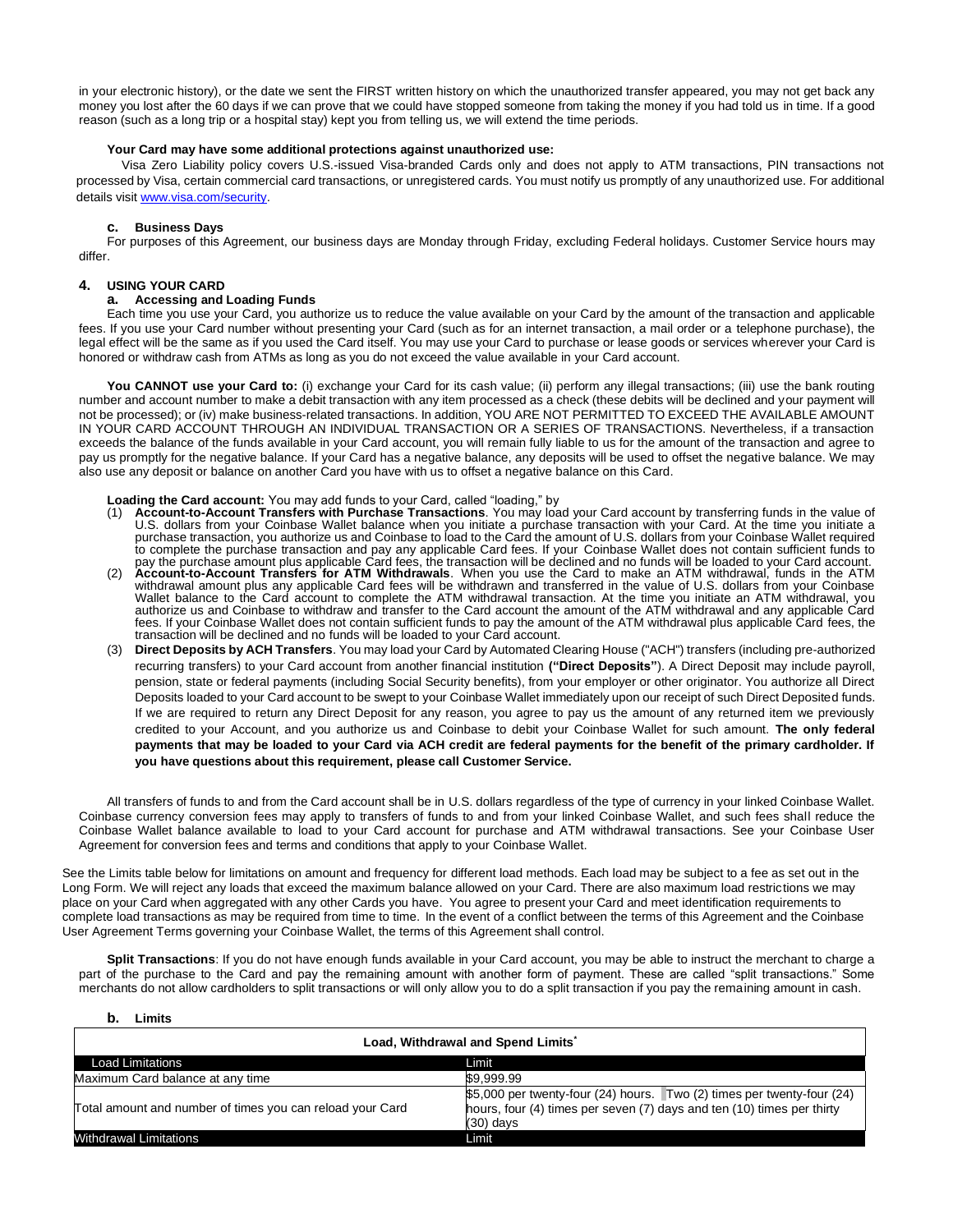in your electronic history), or the date we sent the FIRST written history on which the unauthorized transfer appeared, you may not get back any money you lost after the 60 days if we can prove that we could have stopped someone from taking the money if you had told us in time. If a good reason (such as a long trip or a hospital stay) kept you from telling us, we will extend the time periods.

**Your Card may have some additional protections against unauthorized use:**

Visa Zero Liability policy covers U.S.-issued Visa-branded Cards only and does not apply to ATM transactions, PIN transactions not processed by Visa, certain commercial card transactions, or unregistered cards. You must notify us promptly of any unauthorized use. For additional details visit www.visa.com/security.

### c. Business Days

For purposes of this Agreement, our business days are Monday through Friday, excluding Federal holidays. Customer Service hours may differ.

## 4. USING YOUR CARD

### a. Accessing and Loading Funds

Each time you use your Card, you authorize us to reduce the value available on your Card by the amount of the transaction and applicable fees. If you use your Card number without presenting your Card (such as for an internet transaction, a mail order or a telephone purchase), the legal effect will be the same as if you used the Card itself. You may use your Card to purchase or lease goods or services wherever your Card is honored or withdraw cash from ATMs as long as you do not exceed the value available in your Card account.

**You CANNOT use your Card to:** (i) exchange your Card for its cash value; (ii) perform any illegal transactions; (iii) use the bank routing number and account number to make a debit transaction with any item processed as a check (these debits will be declined and your payment will not be processed); or (iv) make business-related transactions. In addition, YOU ARE NOT PERMITTED TO EXCEED THE AVAILABLE AMOUNT IN YOUR CARD ACCOUNT THROUGH AN INDIVIDUAL TRANSACTION OR A SERIES OF TRANSACTIONS. Nevertheless, if a transaction exceeds the balance of the funds available in your Card account, you will remain fully liable to us for the amount of the transaction and agree to pay us promptly for the negative balance. If your Card has a negative balance, any deposits will be used to offset the negative balance. We may also use any deposit or balance on another Card you have with us to offset a negative balance on this Card.

**Loading the Card account:** You may add funds to your Card, called "loading," by

(1) **Account-to-Account Transfers with Purchase Transactions**. You may load your Card account by transferring funds in the value of U.S. dollars from your Coinbase Wallet balance when you initiate a purchase transaction with your Card. At the time you initiate a purchase transaction, you authorize us and Coinbase to load to the Card the amount of U.S. dollars from your Coinbase Wallet required to complete the purchase transaction and pay any applicable Card fees. If your Coinbase Wallet does not contain sufficient funds to pay the purchase amount plus applicable Card fees, the transaction will be declined and no funds will be loaded to your Card account.

(2) **Account-to-Account Transfers for ATM Withdrawals**. When you use the Card to make an ATM withdrawal, funds in the ATM withdrawal amount plus any applicable Card fees will be withdrawn and transferred in the value of U.S. dollars from your Coinbase Wallet balance to the Card account to complete the ATM withdrawal transaction. At the time you initiate an ATM withdrawal, you authorize us and Coinbase to withdraw and transfer to the Card account the amount of the ATM withdrawal and any applicable Card fees. If your Coinbase Wallet does not contain sufficient funds to pay the amount of the ATM withdrawal plus applicable Card fees, the transaction will be declined and no funds will be loaded to your Card account.

(3) **Direct Deposits by ACH Transfers**. You may load your Card by Automated Clearing House ("ACH") transfers (including pre-authorized recurring transfers) to your Card account from another financial institution **("Direct Deposits")**. A Direct Deposit may include payroll, pension, state or federal payments (including Social Security benefits), from your employer or other originator. You authorize all Direct Deposits loaded to your Card account to be swept to your Coinbase Wallet immediately upon our receipt of such Direct Deposited funds. If we are required to return any Direct Deposit for any reason, you agree to pay us the amount of any returned item we previously credited to your Account, and you authorize us and Coinbase to debit your Coinbase Wallet for such amount. **The only federal payments that may be loaded to your Card via ACH credit are federal payments for the benefit of the primary cardholder. If you have questions about this requirement, please call Customer Service.**

All transfers of funds to and from the Card account shall be in U.S. dollars regardless of the type of currency in your linked Coinbase Wallet. Coinbase currency conversion fees may apply to transfers of funds to and from your linked Coinbase Wallet, and such fees shall reduce the Coinbase Wallet balance available to load to your Card account for purchase and ATM withdrawal transactions. See your Coinbase User Agreement for conversion fees and terms and conditions that apply to your Coinbase Wallet.

See the Limits table below for limitations on amount and frequency for different load methods. Each load may be subject to a fee as set out in the Long Form. We will reject any loads that exceed the maximum balance allowed on your Card. There are also maximum load restrictions we may place on your Card when aggregated with any other Cards you have. You agree to present your Card and meet identification requirements to complete load transactions as may be required from time to time. In the event of a conflict between the terms of this Agreement and the Coinbase User Agreement Terms governing your Coinbase Wallet, the terms of this Agreement shall control.

**Split Transactions**: If you do not have enough funds available in your Card account, you may be able to instruct the merchant to charge a part of the purchase to the Card and pay the remaining amount with another form of payment. These are called "split transactions." Some merchants do not allow cardholders to split transactions or will only allow you to do a split transaction if you pay the remaining amount in cash.

### b. Limits

| Load, Withdrawal and Spend Limits* | |
|---|---|
| **Load Limitations** | **Limit** |
| Maximum Card balance at any time | $9,999.99 |
| Total amount and number of times you can reload your Card | $5,000 per twenty-four (24) hours. Two (2) times per twenty-four (24) hours, four (4) times per seven (7) days and ten (10) times per thirty (30) days |
| **Withdrawal Limitations** | **Limit** |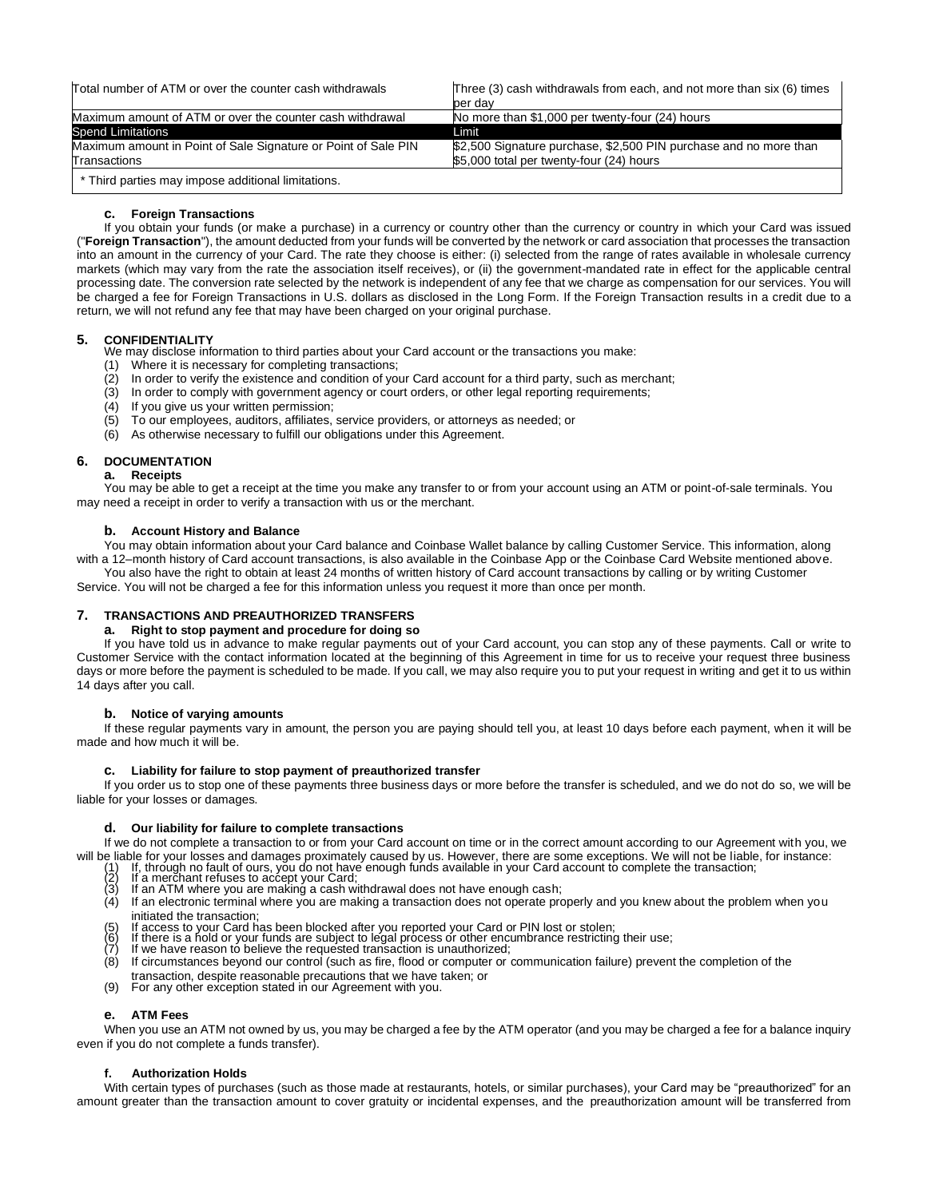| Total number of ATM or over the counter cash withdrawals | Three (3) cash withdrawals from each, and not more than six (6) times per day |
|---|---|
| Maximum amount of ATM or over the counter cash withdrawal | No more than $1,000 per twenty-four (24) hours |
| **Spend Limitations** | **Limit** |
| Maximum amount in Point of Sale Signature or Point of Sale PIN Transactions | $2,500 Signature purchase, $2,500 PIN purchase and no more than $5,000 total per twenty-four (24) hours |
| * Third parties may impose additional limitations. | |

### c. Foreign Transactions

If you obtain your funds (or make a purchase) in a currency or country other than the currency or country in which your Card was issued ("**Foreign Transaction**"), the amount deducted from your funds will be converted by the network or card association that processes the transaction into an amount in the currency of your Card. The rate they choose is either: (i) selected from the range of rates available in wholesale currency markets (which may vary from the rate the association itself receives), or (ii) the government-mandated rate in effect for the applicable central processing date. The conversion rate selected by the network is independent of any fee that we charge as compensation for our services. You will be charged a fee for Foreign Transactions in U.S. dollars as disclosed in the Long Form. If the Foreign Transaction results in a credit due to a return, we will not refund any fee that may have been charged on your original purchase.

## 5. CONFIDENTIALITY

We may disclose information to third parties about your Card account or the transactions you make:

(1) Where it is necessary for completing transactions;
(2) In order to verify the existence and condition of your Card account for a third party, such as merchant;
(3) In order to comply with government agency or court orders, or other legal reporting requirements;
(4) If you give us your written permission;
(5) To our employees, auditors, affiliates, service providers, or attorneys as needed; or
(6) As otherwise necessary to fulfill our obligations under this Agreement.

## 6. DOCUMENTATION

### a. Receipts

You may be able to get a receipt at the time you make any transfer to or from your account using an ATM or point-of-sale terminals. You may need a receipt in order to verify a transaction with us or the merchant.

### b. Account History and Balance

You may obtain information about your Card balance and Coinbase Wallet balance by calling Customer Service. This information, along with a 12–month history of Card account transactions, is also available in the Coinbase App or the Coinbase Card Website mentioned above.

You also have the right to obtain at least 24 months of written history of Card account transactions by calling or by writing Customer Service. You will not be charged a fee for this information unless you request it more than once per month.

## 7. TRANSACTIONS AND PREAUTHORIZED TRANSFERS

### a. Right to stop payment and procedure for doing so

If you have told us in advance to make regular payments out of your Card account, you can stop any of these payments. Call or write to Customer Service with the contact information located at the beginning of this Agreement in time for us to receive your request three business days or more before the payment is scheduled to be made. If you call, we may also require you to put your request in writing and get it to us within 14 days after you call.

### b. Notice of varying amounts

If these regular payments vary in amount, the person you are paying should tell you, at least 10 days before each payment, when it will be made and how much it will be.

### c. Liability for failure to stop payment of preauthorized transfer

If you order us to stop one of these payments three business days or more before the transfer is scheduled, and we do not do so, we will be liable for your losses or damages.

### d. Our liability for failure to complete transactions

If we do not complete a transaction to or from your Card account on time or in the correct amount according to our Agreement with you, we will be liable for your losses and damages proximately caused by us. However, there are some exceptions. We will not be liable, for instance:

(1) If, through no fault of ours, you do not have enough funds available in your Card account to complete the transaction;
(2) If a merchant refuses to accept your Card;
(3) If an ATM where you are making a cash withdrawal does not have enough cash;
(4) If an electronic terminal where you are making a transaction does not operate properly and you knew about the problem when you initiated the transaction;
(5) If access to your Card has been blocked after you reported your Card or PIN lost or stolen;
(6) If there is a hold or your funds are subject to legal process or other encumbrance restricting their use;
(7) If we have reason to believe the requested transaction is unauthorized;
(8) If circumstances beyond our control (such as fire, flood or computer or communication failure) prevent the completion of the transaction, despite reasonable precautions that we have taken; or
(9) For any other exception stated in our Agreement with you.

### e. ATM Fees

When you use an ATM not owned by us, you may be charged a fee by the ATM operator (and you may be charged a fee for a balance inquiry even if you do not complete a funds transfer).

### f. Authorization Holds

With certain types of purchases (such as those made at restaurants, hotels, or similar purchases), your Card may be "preauthorized" for an amount greater than the transaction amount to cover gratuity or incidental expenses, and the preauthorization amount will be transferred from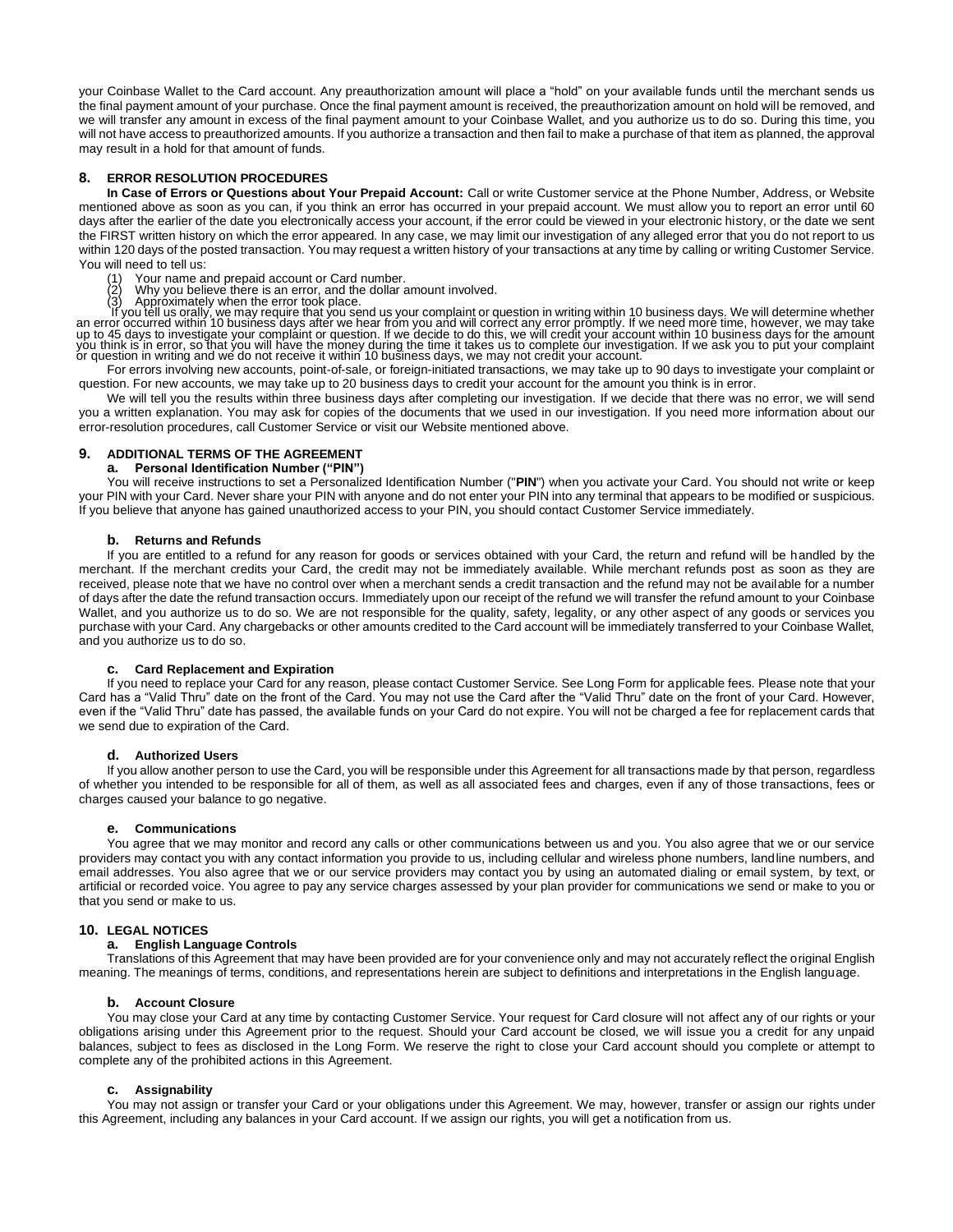your Coinbase Wallet to the Card account. Any preauthorization amount will place a "hold" on your available funds until the merchant sends us the final payment amount of your purchase. Once the final payment amount is received, the preauthorization amount on hold will be removed, and we will transfer any amount in excess of the final payment amount to your Coinbase Wallet, and you authorize us to do so. During this time, you will not have access to preauthorized amounts. If you authorize a transaction and then fail to make a purchase of that item as planned, the approval may result in a hold for that amount of funds.

## 8. ERROR RESOLUTION PROCEDURES

**In Case of Errors or Questions about Your Prepaid Account:** Call or write Customer service at the Phone Number, Address, or Website mentioned above as soon as you can, if you think an error has occurred in your prepaid account. We must allow you to report an error until 60 days after the earlier of the date you electronically access your account, if the error could be viewed in your electronic history, or the date we sent the FIRST written history on which the error appeared. In any case, we may limit our investigation of any alleged error that you do not report to us within 120 days of the posted transaction. You may request a written history of your transactions at any time by calling or writing Customer Service. You will need to tell us:

(1) Your name and prepaid account or Card number.
(2) Why you believe there is an error, and the dollar amount involved.
(3) Approximately when the error took place.

If you tell us orally, we may require that you send us your complaint or question in writing within 10 business days. We will determine whether an error occurred within 10 business days after we hear from you and will correct any error promptly. If we need more time, however, we may take up to 45 days to investigate your complaint or question. If we decide to do this, we will credit your account within 10 business days for the amount you think is in error, so that you will have the money during the time it takes us to complete our investigation. If we ask you to put your complaint or question in writing and we do not receive it within 10 business days, we may not credit your account.

For errors involving new accounts, point-of-sale, or foreign-initiated transactions, we may take up to 90 days to investigate your complaint or question. For new accounts, we may take up to 20 business days to credit your account for the amount you think is in error.

We will tell you the results within three business days after completing our investigation. If we decide that there was no error, we will send you a written explanation. You may ask for copies of the documents that we used in our investigation. If you need more information about our error-resolution procedures, call Customer Service or visit our Website mentioned above.

## 9. ADDITIONAL TERMS OF THE AGREEMENT

### a. Personal Identification Number ("PIN")

You will receive instructions to set a Personalized Identification Number ("**PIN**") when you activate your Card. You should not write or keep your PIN with your Card. Never share your PIN with anyone and do not enter your PIN into any terminal that appears to be modified or suspicious. If you believe that anyone has gained unauthorized access to your PIN, you should contact Customer Service immediately.

### b. Returns and Refunds

If you are entitled to a refund for any reason for goods or services obtained with your Card, the return and refund will be handled by the merchant. If the merchant credits your Card, the credit may not be immediately available. While merchant refunds post as soon as they are received, please note that we have no control over when a merchant sends a credit transaction and the refund may not be available for a number of days after the date the refund transaction occurs. Immediately upon our receipt of the refund we will transfer the refund amount to your Coinbase Wallet, and you authorize us to do so. We are not responsible for the quality, safety, legality, or any other aspect of any goods or services you purchase with your Card. Any chargebacks or other amounts credited to the Card account will be immediately transferred to your Coinbase Wallet, and you authorize us to do so.

### c. Card Replacement and Expiration

If you need to replace your Card for any reason, please contact Customer Service. See Long Form for applicable fees. Please note that your Card has a "Valid Thru" date on the front of the Card. You may not use the Card after the "Valid Thru" date on the front of your Card. However, even if the "Valid Thru" date has passed, the available funds on your Card do not expire. You will not be charged a fee for replacement cards that we send due to expiration of the Card.

### d. Authorized Users

If you allow another person to use the Card, you will be responsible under this Agreement for all transactions made by that person, regardless of whether you intended to be responsible for all of them, as well as all associated fees and charges, even if any of those transactions, fees or charges caused your balance to go negative.

### e. Communications

You agree that we may monitor and record any calls or other communications between us and you. You also agree that we or our service providers may contact you with any contact information you provide to us, including cellular and wireless phone numbers, landline numbers, and email addresses. You also agree that we or our service providers may contact you by using an automated dialing or email system, by text, or artificial or recorded voice. You agree to pay any service charges assessed by your plan provider for communications we send or make to you or that you send or make to us.

## 10. LEGAL NOTICES

### a. English Language Controls

Translations of this Agreement that may have been provided are for your convenience only and may not accurately reflect the original English meaning. The meanings of terms, conditions, and representations herein are subject to definitions and interpretations in the English language.

### b. Account Closure

You may close your Card at any time by contacting Customer Service. Your request for Card closure will not affect any of our rights or your obligations arising under this Agreement prior to the request. Should your Card account be closed, we will issue you a credit for any unpaid balances, subject to fees as disclosed in the Long Form. We reserve the right to close your Card account should you complete or attempt to complete any of the prohibited actions in this Agreement.

### c. Assignability

You may not assign or transfer your Card or your obligations under this Agreement. We may, however, transfer or assign our rights under this Agreement, including any balances in your Card account. If we assign our rights, you will get a notification from us.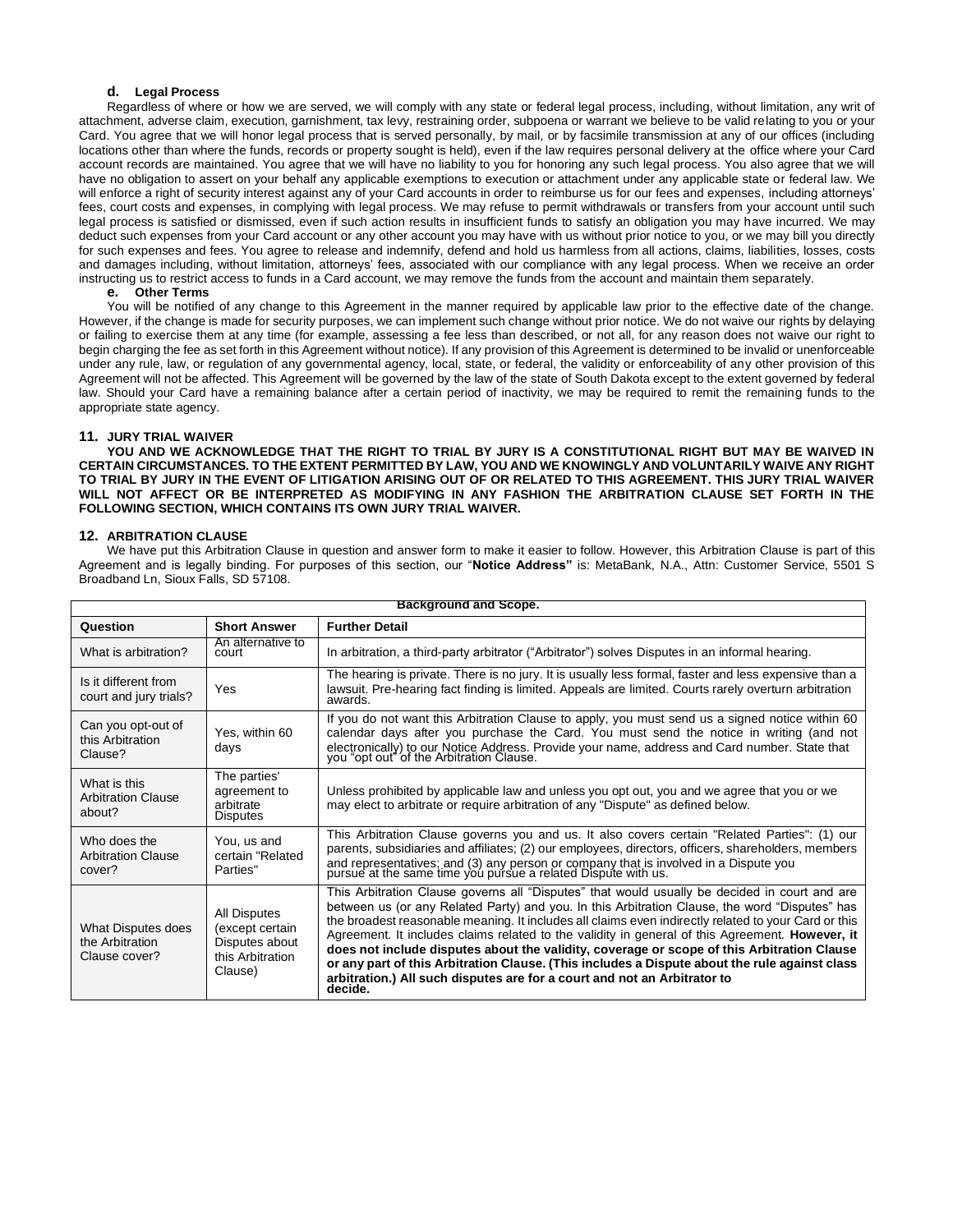### d. Legal Process

Regardless of where or how we are served, we will comply with any state or federal legal process, including, without limitation, any writ of attachment, adverse claim, execution, garnishment, tax levy, restraining order, subpoena or warrant we believe to be valid relating to you or your Card. You agree that we will honor legal process that is served personally, by mail, or by facsimile transmission at any of our offices (including locations other than where the funds, records or property sought is held), even if the law requires personal delivery at the office where your Card account records are maintained. You agree that we will have no liability to you for honoring any such legal process. You also agree that we will have no obligation to assert on your behalf any applicable exemptions to execution or attachment under any applicable state or federal law. We will enforce a right of security interest against any of your Card accounts in order to reimburse us for our fees and expenses, including attorneys' fees, court costs and expenses, in complying with legal process. We may refuse to permit withdrawals or transfers from your account until such legal process is satisfied or dismissed, even if such action results in insufficient funds to satisfy an obligation you may have incurred. We may deduct such expenses from your Card account or any other account you may have with us without prior notice to you, or we may bill you directly for such expenses and fees. You agree to release and indemnify, defend and hold us harmless from all actions, claims, liabilities, losses, costs and damages including, without limitation, attorneys' fees, associated with our compliance with any legal process. When we receive an order instructing us to restrict access to funds in a Card account, we may remove the funds from the account and maintain them separately.

### e. Other Terms

You will be notified of any change to this Agreement in the manner required by applicable law prior to the effective date of the change. However, if the change is made for security purposes, we can implement such change without prior notice. We do not waive our rights by delaying or failing to exercise them at any time (for example, assessing a fee less than described, or not all, for any reason does not waive our right to begin charging the fee as set forth in this Agreement without notice). If any provision of this Agreement is determined to be invalid or unenforceable under any rule, law, or regulation of any governmental agency, local, state, or federal, the validity or enforceability of any other provision of this Agreement will not be affected. This Agreement will be governed by the law of the state of South Dakota except to the extent governed by federal law. Should your Card have a remaining balance after a certain period of inactivity, we may be required to remit the remaining funds to the appropriate state agency.

## 11. JURY TRIAL WAIVER

**YOU AND WE ACKNOWLEDGE THAT THE RIGHT TO TRIAL BY JURY IS A CONSTITUTIONAL RIGHT BUT MAY BE WAIVED IN CERTAIN CIRCUMSTANCES. TO THE EXTENT PERMITTED BY LAW, YOU AND WE KNOWINGLY AND VOLUNTARILY WAIVE ANY RIGHT TO TRIAL BY JURY IN THE EVENT OF LITIGATION ARISING OUT OF OR RELATED TO THIS AGREEMENT. THIS JURY TRIAL WAIVER WILL NOT AFFECT OR BE INTERPRETED AS MODIFYING IN ANY FASHION THE ARBITRATION CLAUSE SET FORTH IN THE FOLLOWING SECTION, WHICH CONTAINS ITS OWN JURY TRIAL WAIVER.**

## 12. ARBITRATION CLAUSE

We have put this Arbitration Clause in question and answer form to make it easier to follow. However, this Arbitration Clause is part of this Agreement and is legally binding. For purposes of this section, our "**Notice Address"** is: MetaBank, N.A., Attn: Customer Service, 5501 S Broadband Ln, Sioux Falls, SD 57108.

| **Background and Scope.** | | |
|---|---|---|
| **Question** | **Short Answer** | **Further Detail** |
| What is arbitration? | An alternative to court | In arbitration, a third-party arbitrator ("Arbitrator") solves Disputes in an informal hearing. |
| Is it different from court and jury trials? | Yes | The hearing is private. There is no jury. It is usually less formal, faster and less expensive than a lawsuit. Pre-hearing fact finding is limited. Appeals are limited. Courts rarely overturn arbitration awards. |
| Can you opt-out of this Arbitration Clause? | Yes, within 60 days | If you do not want this Arbitration Clause to apply, you must send us a signed notice within 60 calendar days after you purchase the Card. You must send the notice in writing (and not electronically) to our Notice Address. Provide your name, address and Card number. State that you "opt out" of the Arbitration Clause. |
| What is this Arbitration Clause about? | The parties' agreement to arbitrate Disputes | Unless prohibited by applicable law and unless you opt out, you and we agree that you or we may elect to arbitrate or require arbitration of any "Dispute" as defined below. |
| Who does the Arbitration Clause cover? | You, us and certain "Related Parties" | This Arbitration Clause governs you and us. It also covers certain "Related Parties": (1) our parents, subsidiaries and affiliates; (2) our employees, directors, officers, shareholders, members and representatives; and (3) any person or company that is involved in a Dispute you pursue at the same time you pursue a related Dispute with us. |
| What Disputes does the Arbitration Clause cover? | All Disputes (except certain Disputes about this Arbitration Clause) | This Arbitration Clause governs all "Disputes" that would usually be decided in court and are between us (or any Related Party) and you. In this Arbitration Clause, the word "Disputes" has the broadest reasonable meaning. It includes all claims even indirectly related to your Card or this Agreement. It includes claims related to the validity in general of this Agreement. **However, it does not include disputes about the validity, coverage or scope of this Arbitration Clause or any part of this Arbitration Clause. (This includes a Dispute about the rule against class arbitration.) All such disputes are for a court and not an Arbitrator to decide.** |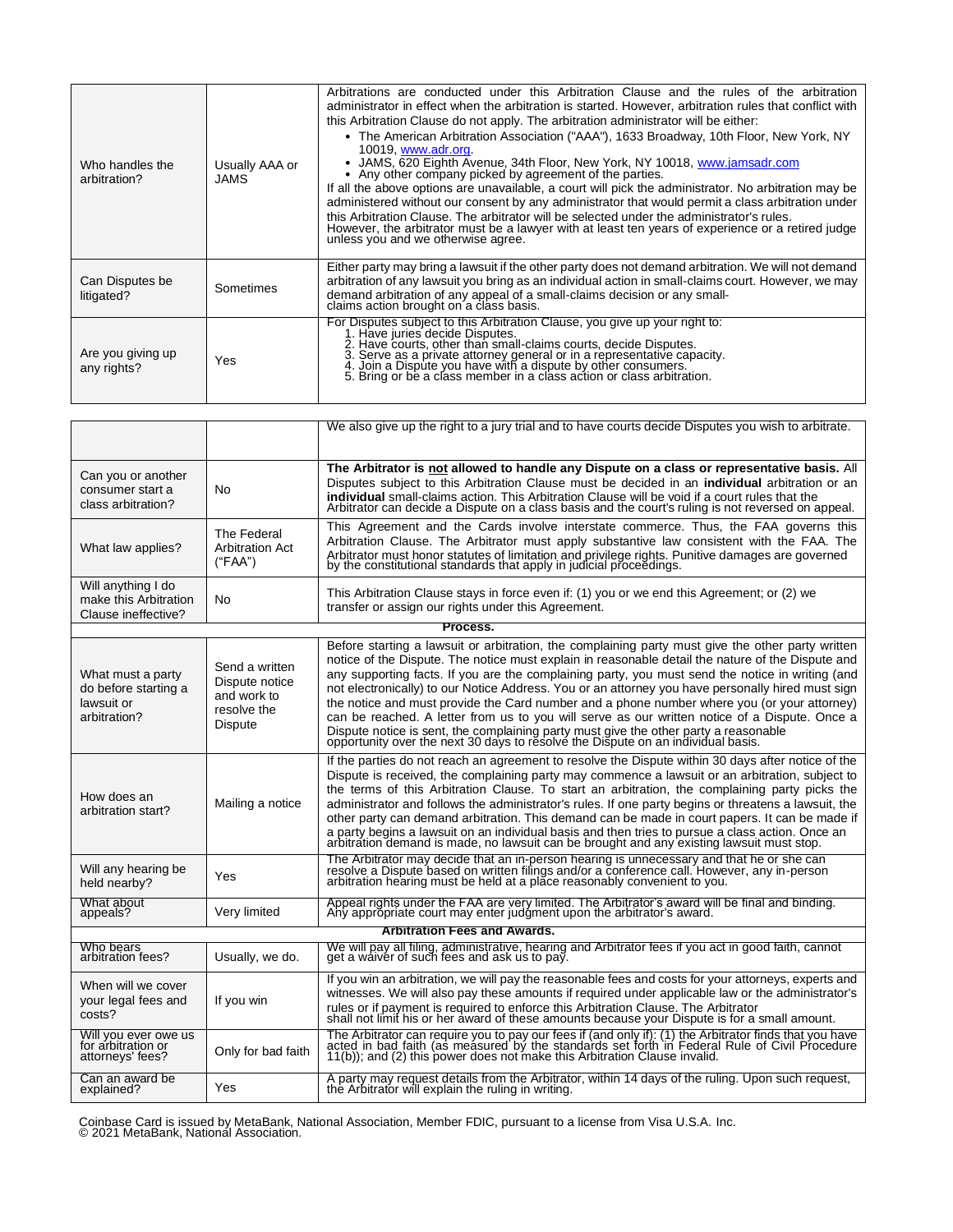| | | |
|---|---|---|
| Who handles the arbitration? | Usually AAA or JAMS | Arbitrations are conducted under this Arbitration Clause and the rules of the arbitration administrator in effect when the arbitration is started. However, arbitration rules that conflict with this Arbitration Clause do not apply. The arbitration administrator will be either: <br>• The American Arbitration Association ("AAA"), 1633 Broadway, 10th Floor, New York, NY 10019, [www.adr.org](http://www.adr.org). <br>• JAMS, 620 Eighth Avenue, 34th Floor, New York, NY 10018, [www.jamsadr.com](http://www.jamsadr.com) <br>• Any other company picked by agreement of the parties. <br>If all the above options are unavailable, a court will pick the administrator. No arbitration may be administered without our consent by any administrator that would permit a class arbitration under this Arbitration Clause. The arbitrator will be selected under the administrator's rules. However, the arbitrator must be a lawyer with at least ten years of experience or a retired judge unless you and we otherwise agree. |
| Can Disputes be litigated? | Sometimes | Either party may bring a lawsuit if the other party does not demand arbitration. We will not demand arbitration of any lawsuit you bring as an individual action in small-claims court. However, we may demand arbitration of any appeal of a small-claims decision or any small-claims action brought on a class basis. |
| Are you giving up any rights? | Yes | For Disputes subject to this Arbitration Clause, you give up your right to: <br>1. Have juries decide Disputes. <br>2. Have courts, other than small-claims courts, decide Disputes. <br>3. Serve as a private attorney general or in a representative capacity. <br>4. Join a Dispute you have with a dispute by other consumers. <br>5. Bring or be a class member in a class action or class arbitration. |

| | | |
|---|---|---|
| | | We also give up the right to a jury trial and to have courts decide Disputes you wish to arbitrate. |
| Can you or another consumer start a class arbitration? | No | **The Arbitrator is not allowed to handle any Dispute on a class or representative basis.** All Disputes subject to this Arbitration Clause must be decided in an **individual** arbitration or an **individual** small-claims action. This Arbitration Clause will be void if a court rules that the Arbitrator can decide a Dispute on a class basis and the court's ruling is not reversed on appeal. |
| What law applies? | The Federal Arbitration Act ("FAA") | This Agreement and the Cards involve interstate commerce. Thus, the FAA governs this Arbitration Clause. The Arbitrator must apply substantive law consistent with the FAA. The Arbitrator must honor statutes of limitation and privilege rights. Punitive damages are governed by the constitutional standards that apply in judicial proceedings. |
| Will anything I do make this Arbitration Clause ineffective? | No | This Arbitration Clause stays in force even if: (1) you or we end this Agreement; or (2) we transfer or assign our rights under this Agreement. |
| **Process.** | | |
| What must a party do before starting a lawsuit or arbitration? | Send a written Dispute notice and work to resolve the Dispute | Before starting a lawsuit or arbitration, the complaining party must give the other party written notice of the Dispute. The notice must explain in reasonable detail the nature of the Dispute and any supporting facts. If you are the complaining party, you must send the notice in writing (and not electronically) to our Notice Address. You or an attorney you have personally hired must sign the notice and must provide the Card number and a phone number where you (or your attorney) can be reached. A letter from us to you will serve as our written notice of a Dispute. Once a Dispute notice is sent, the complaining party must give the other party a reasonable opportunity over the next 30 days to resolve the Dispute on an individual basis. |
| How does an arbitration start? | Mailing a notice | If the parties do not reach an agreement to resolve the Dispute within 30 days after notice of the Dispute is received, the complaining party may commence a lawsuit or an arbitration, subject to the terms of this Arbitration Clause. To start an arbitration, the complaining party picks the administrator and follows the administrator's rules. If one party begins or threatens a lawsuit, the other party can demand arbitration. This demand can be made in court papers. It can be made if a party begins a lawsuit on an individual basis and then tries to pursue a class action. Once an arbitration demand is made, no lawsuit can be brought and any existing lawsuit must stop. |
| Will any hearing be held nearby? | Yes | The Arbitrator may decide that an in-person hearing is unnecessary and that he or she can resolve a Dispute based on written filings and/or a conference call. However, any in-person arbitration hearing must be held at a place reasonably convenient to you. |
| What about appeals? | Very limited | Appeal rights under the FAA are very limited. The Arbitrator's award will be final and binding. Any appropriate court may enter judgment upon the arbitrator's award. |
| **Arbitration Fees and Awards.** | | |
| Who bears arbitration fees? | Usually, we do. | We will pay all filing, administrative, hearing and Arbitrator fees if you act in good faith, cannot get a waiver of such fees and ask us to pay. |
| When will we cover your legal fees and costs? | If you win | If you win an arbitration, we will pay the reasonable fees and costs for your attorneys, experts and witnesses. We will also pay these amounts if required under applicable law or the administrator's rules or if payment is required to enforce this Arbitration Clause. The Arbitrator shall not limit his or her award of these amounts because your Dispute is for a small amount. |
| Will you ever owe us for arbitration or attorneys' fees? | Only for bad faith | The Arbitrator can require you to pay our fees if (and only if): (1) the Arbitrator finds that you have acted in bad faith (as measured by the standards set forth in Federal Rule of Civil Procedure 11(b)); and (2) this power does not make this Arbitration Clause invalid. |
| Can an award be explained? | Yes | A party may request details from the Arbitrator, within 14 days of the ruling. Upon such request, the Arbitrator will explain the ruling in writing. |

Coinbase Card is issued by MetaBank, National Association, Member FDIC, pursuant to a license from Visa U.S.A. Inc.
© 2021 MetaBank, National Association.